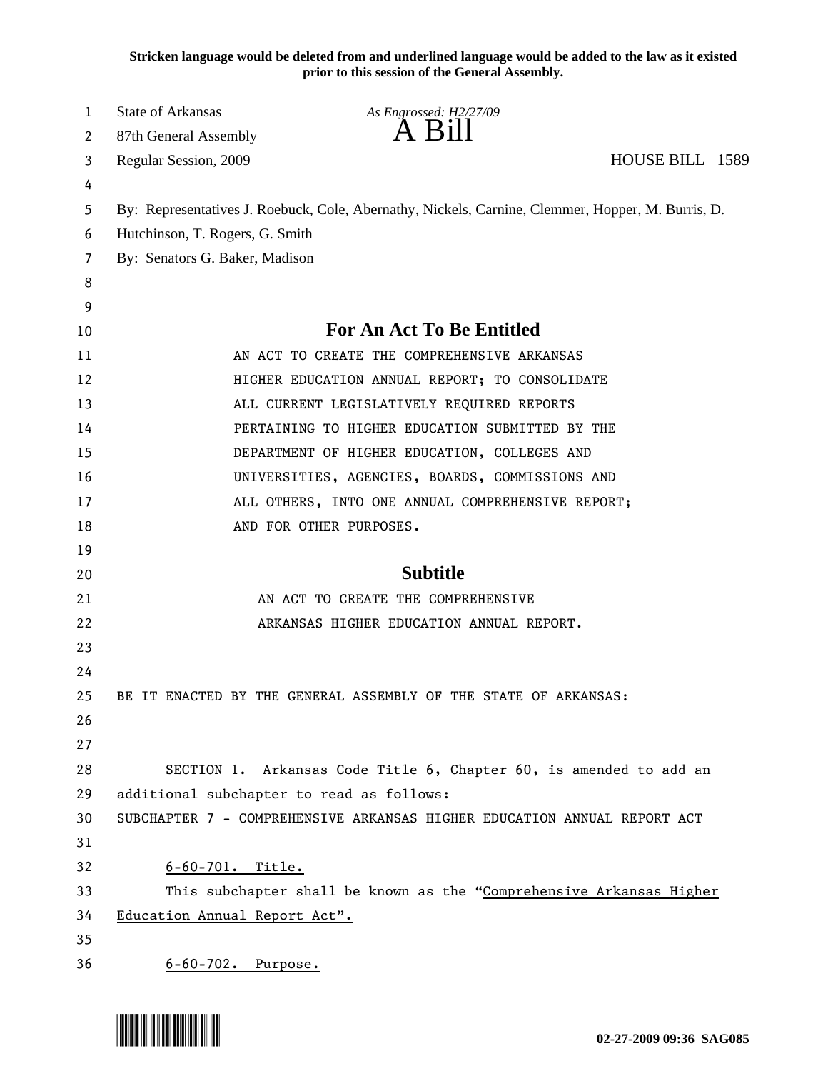**Stricken language would be deleted from and underlined language would be added to the law as it existed prior to this session of the General Assembly.**

State of Arkansas *As Engrossed: H2/27/09*
87th General Assembly **A Bill**
Regular Session, 2009 HOUSE BILL 1589

By: Representatives J. Roebuck, Cole, Abernathy, Nickels, Carnine, Clemmer, Hopper, M. Burris, D. Hutchinson, T. Rogers, G. Smith
By: Senators G. Baker, Madison

## For An Act To Be Entitled

AN ACT TO CREATE THE COMPREHENSIVE ARKANSAS HIGHER EDUCATION ANNUAL REPORT; TO CONSOLIDATE ALL CURRENT LEGISLATIVELY REQUIRED REPORTS PERTAINING TO HIGHER EDUCATION SUBMITTED BY THE DEPARTMENT OF HIGHER EDUCATION, COLLEGES AND UNIVERSITIES, AGENCIES, BOARDS, COMMISSIONS AND ALL OTHERS, INTO ONE ANNUAL COMPREHENSIVE REPORT; AND FOR OTHER PURPOSES.

## Subtitle

AN ACT TO CREATE THE COMPREHENSIVE ARKANSAS HIGHER EDUCATION ANNUAL REPORT.

BE IT ENACTED BY THE GENERAL ASSEMBLY OF THE STATE OF ARKANSAS:

SECTION 1. Arkansas Code Title 6, Chapter 60, is amended to add an additional subchapter to read as follows:
<u>SUBCHAPTER 7 - COMPREHENSIVE ARKANSAS HIGHER EDUCATION ANNUAL REPORT ACT</u>

<u>6-60-701. Title.</u>
This subchapter shall be known as the "<u>Comprehensive Arkansas Higher Education Annual Report Act".</u>

<u>6-60-702. Purpose.</u>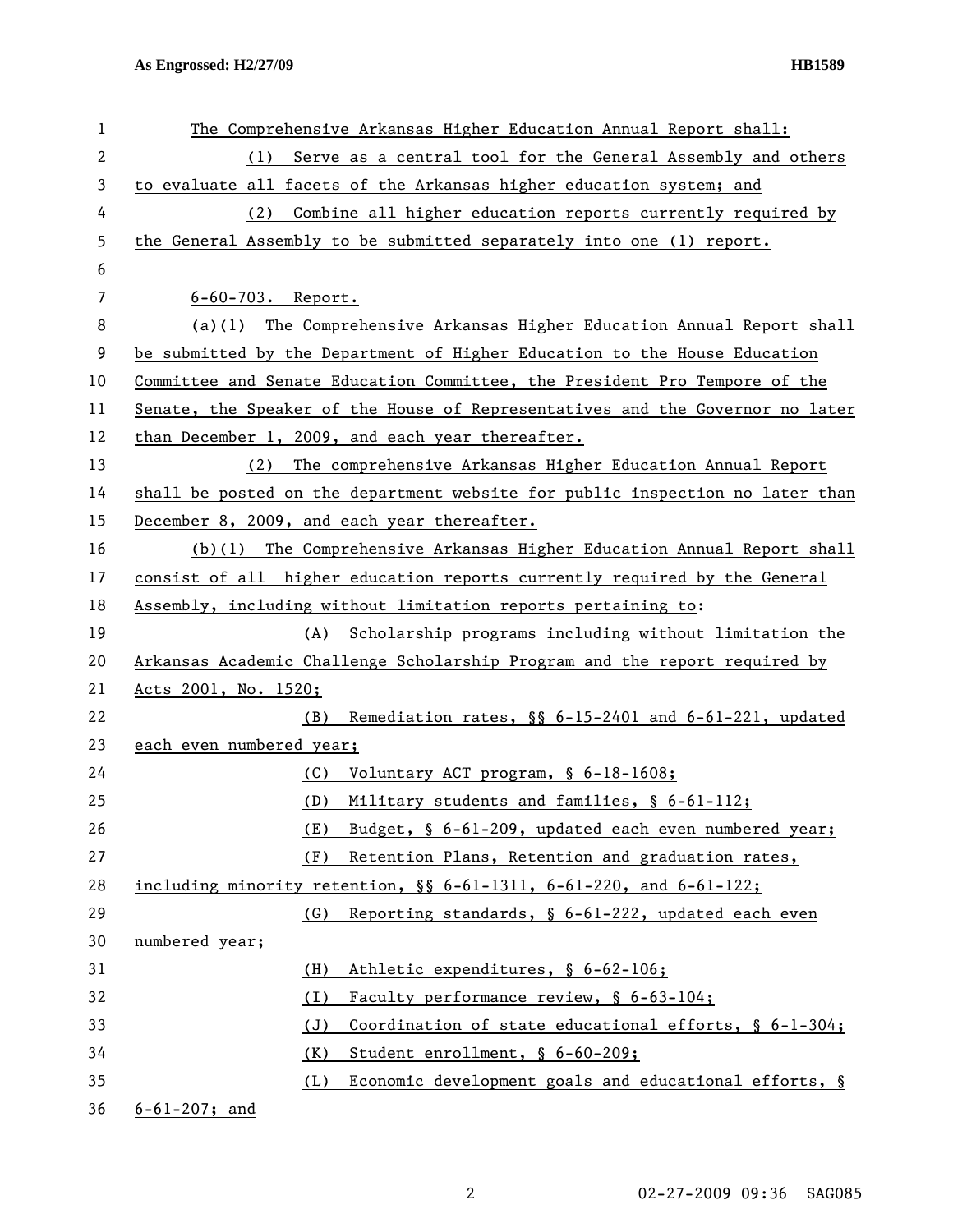The Comprehensive Arkansas Higher Education Annual Report shall:

(1) Serve as a central tool for the General Assembly and others to evaluate all facets of the Arkansas higher education system; and

(2) Combine all higher education reports currently required by the General Assembly to be submitted separately into one (1) report.

6-60-703. Report.

(a)(1) The Comprehensive Arkansas Higher Education Annual Report shall be submitted by the Department of Higher Education to the House Education Committee and Senate Education Committee, the President Pro Tempore of the Senate, the Speaker of the House of Representatives and the Governor no later than December 1, 2009, and each year thereafter.

(2) The comprehensive Arkansas Higher Education Annual Report shall be posted on the department website for public inspection no later than December 8, 2009, and each year thereafter.

(b)(1) The Comprehensive Arkansas Higher Education Annual Report shall consist of all higher education reports currently required by the General Assembly, including without limitation reports pertaining to:

(A) Scholarship programs including without limitation the Arkansas Academic Challenge Scholarship Program and the report required by Acts 2001, No. 1520;

(B) Remediation rates, §§ 6-15-2401 and 6-61-221, updated each even numbered year;

(C) Voluntary ACT program, § 6-18-1608;

(D) Military students and families, § 6-61-112;

(E) Budget, § 6-61-209, updated each even numbered year;

(F) Retention Plans, Retention and graduation rates, including minority retention, §§ 6-61-1311, 6-61-220, and 6-61-122;

(G) Reporting standards, § 6-61-222, updated each even numbered year;

(H) Athletic expenditures, § 6-62-106;

(I) Faculty performance review, § 6-63-104;

(J) Coordination of state educational efforts, § 6-1-304;

(K) Student enrollment, § 6-60-209;

(L) Economic development goals and educational efforts, § 6-61-207; and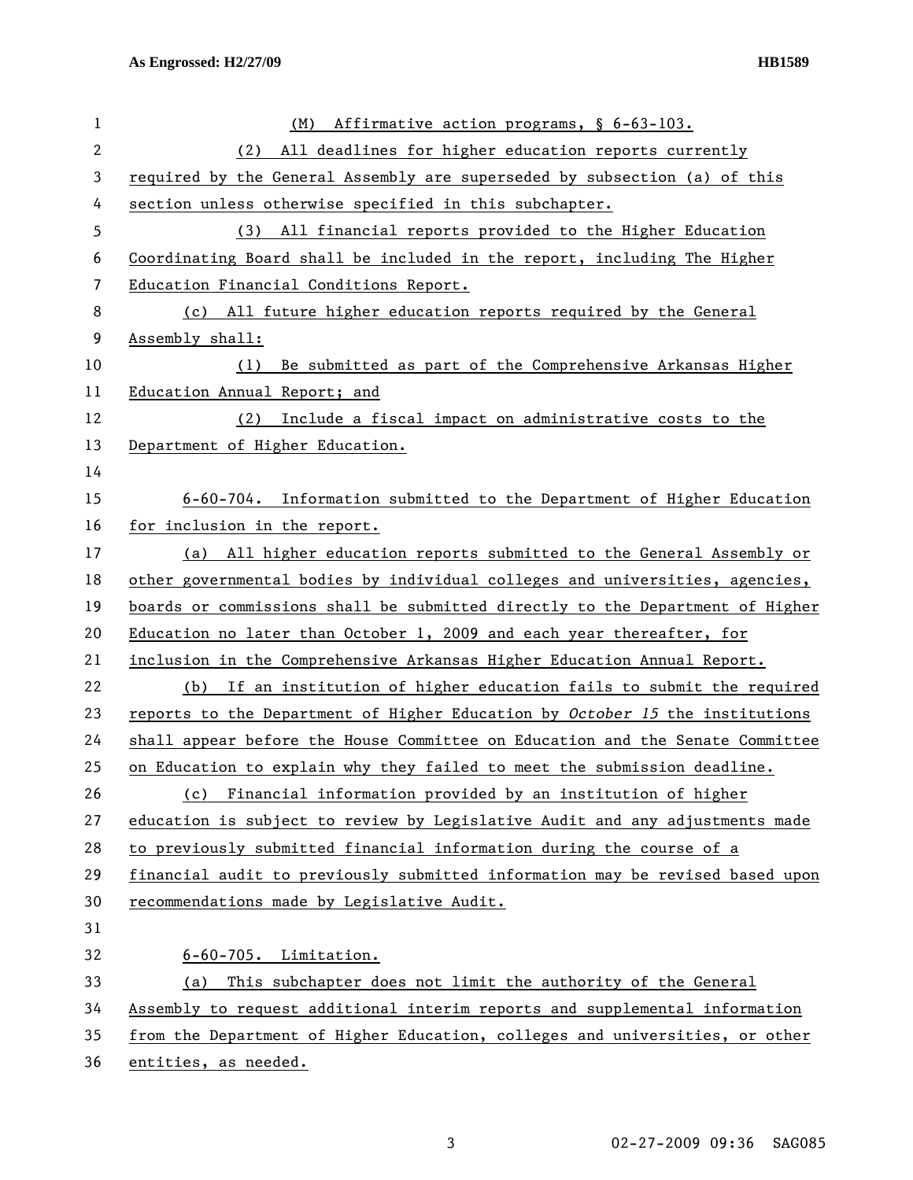(M) Affirmative action programs, § 6-63-103.

(2) All deadlines for higher education reports currently required by the General Assembly are superseded by subsection (a) of this section unless otherwise specified in this subchapter.

(3) All financial reports provided to the Higher Education Coordinating Board shall be included in the report, including The Higher Education Financial Conditions Report.

(c) All future higher education reports required by the General Assembly shall:

(1) Be submitted as part of the Comprehensive Arkansas Higher Education Annual Report; and

(2) Include a fiscal impact on administrative costs to the Department of Higher Education.

6-60-704. Information submitted to the Department of Higher Education for inclusion in the report.

(a) All higher education reports submitted to the General Assembly or other governmental bodies by individual colleges and universities, agencies, boards or commissions shall be submitted directly to the Department of Higher Education no later than October 1, 2009 and each year thereafter, for inclusion in the Comprehensive Arkansas Higher Education Annual Report.

(b) If an institution of higher education fails to submit the required reports to the Department of Higher Education by *October 15* the institutions shall appear before the House Committee on Education and the Senate Committee on Education to explain why they failed to meet the submission deadline.

(c) Financial information provided by an institution of higher education is subject to review by Legislative Audit and any adjustments made to previously submitted financial information during the course of a financial audit to previously submitted information may be revised based upon recommendations made by Legislative Audit.

6-60-705. Limitation.

(a) This subchapter does not limit the authority of the General Assembly to request additional interim reports and supplemental information from the Department of Higher Education, colleges and universities, or other entities, as needed.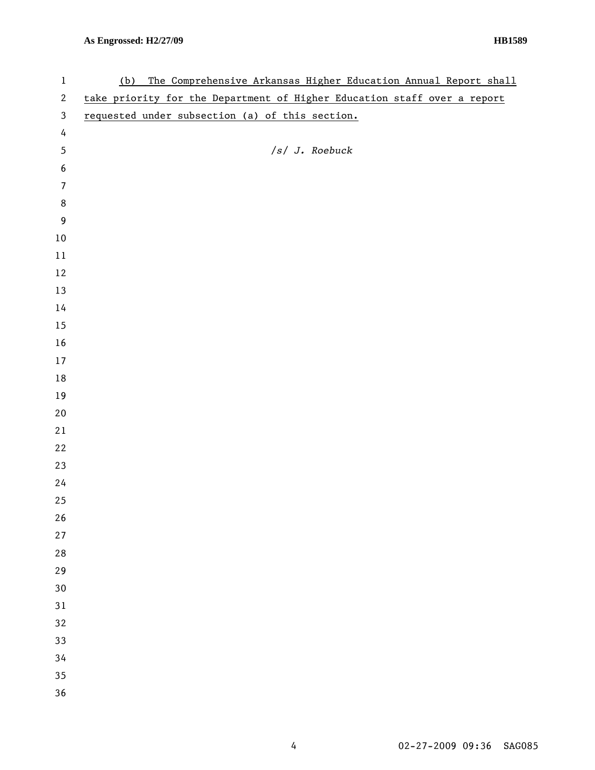(b) The Comprehensive Arkansas Higher Education Annual Report shall take priority for the Department of Higher Education staff over a report requested under subsection (a) of this section.

*/s/ J. Roebuck*